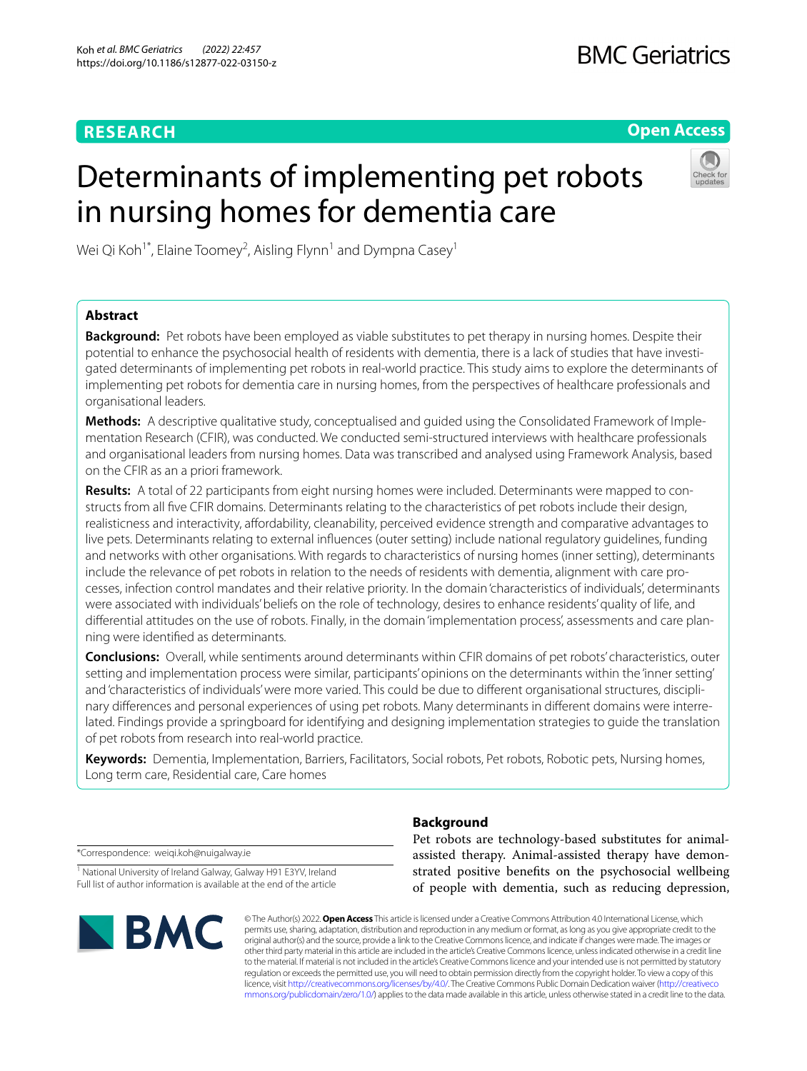# Determinants of implementing pet robots in nursing homes for dementia care

Wei Qi Koh[1*], Elaine Toomey[2], Aisling Flynn[1] and Dympna Casey[1]

## Abstract

**Background:** Pet robots have been employed as viable substitutes to pet therapy in nursing homes. Despite their potential to enhance the psychosocial health of residents with dementia, there is a lack of studies that have investigated determinants of implementing pet robots in real-world practice. This study aims to explore the determinants of implementing pet robots for dementia care in nursing homes, from the perspectives of healthcare professionals and organisational leaders.

**Methods:** A descriptive qualitative study, conceptualised and guided using the Consolidated Framework of Implementation Research (CFIR), was conducted. We conducted semi-structured interviews with healthcare professionals and organisational leaders from nursing homes. Data was transcribed and analysed using Framework Analysis, based on the CFIR as an a priori framework.

**Results:** A total of 22 participants from eight nursing homes were included. Determinants were mapped to constructs from all five CFIR domains. Determinants relating to the characteristics of pet robots include their design, realisticness and interactivity, affordability, cleanability, perceived evidence strength and comparative advantages to live pets. Determinants relating to external influences (outer setting) include national regulatory guidelines, funding and networks with other organisations. With regards to characteristics of nursing homes (inner setting), determinants include the relevance of pet robots in relation to the needs of residents with dementia, alignment with care processes, infection control mandates and their relative priority. In the domain 'characteristics of individuals', determinants were associated with individuals' beliefs on the role of technology, desires to enhance residents' quality of life, and differential attitudes on the use of robots. Finally, in the domain 'implementation process', assessments and care planning were identified as determinants.

**Conclusions:** Overall, while sentiments around determinants within CFIR domains of pet robots' characteristics, outer setting and implementation process were similar, participants' opinions on the determinants within the 'inner setting' and 'characteristics of individuals' were more varied. This could be due to different organisational structures, disciplinary differences and personal experiences of using pet robots. Many determinants in different domains were interrelated. Findings provide a springboard for identifying and designing implementation strategies to guide the translation of pet robots from research into real-world practice.

**Keywords:** Dementia, Implementation, Barriers, Facilitators, Social robots, Pet robots, Robotic pets, Nursing homes, Long term care, Residential care, Care homes

*Correspondence: weiqi.koh@nuigalway.ie

[1] National University of Ireland Galway, Galway H91 E3YV, Ireland

Full list of author information is available at the end of the article

## Background

Pet robots are technology-based substitutes for animal-assisted therapy. Animal-assisted therapy have demonstrated positive benefits on the psychosocial wellbeing of people with dementia, such as reducing depression,

© The Author(s) 2022. **Open Access** This article is licensed under a Creative Commons Attribution 4.0 International License, which permits use, sharing, adaptation, distribution and reproduction in any medium or format, as long as you give appropriate credit to the original author(s) and the source, provide a link to the Creative Commons licence, and indicate if changes were made. The images or other third party material in this article are included in the article's Creative Commons licence, unless indicated otherwise in a credit line to the material. If material is not included in the article's Creative Commons licence and your intended use is not permitted by statutory regulation or exceeds the permitted use, you will need to obtain permission directly from the copyright holder. To view a copy of this licence, visit http://creativecommons.org/licenses/by/4.0/. The Creative Commons Public Domain Dedication waiver (http://creativecommons.org/publicdomain/zero/1.0/) applies to the data made available in this article, unless otherwise stated in a credit line to the data.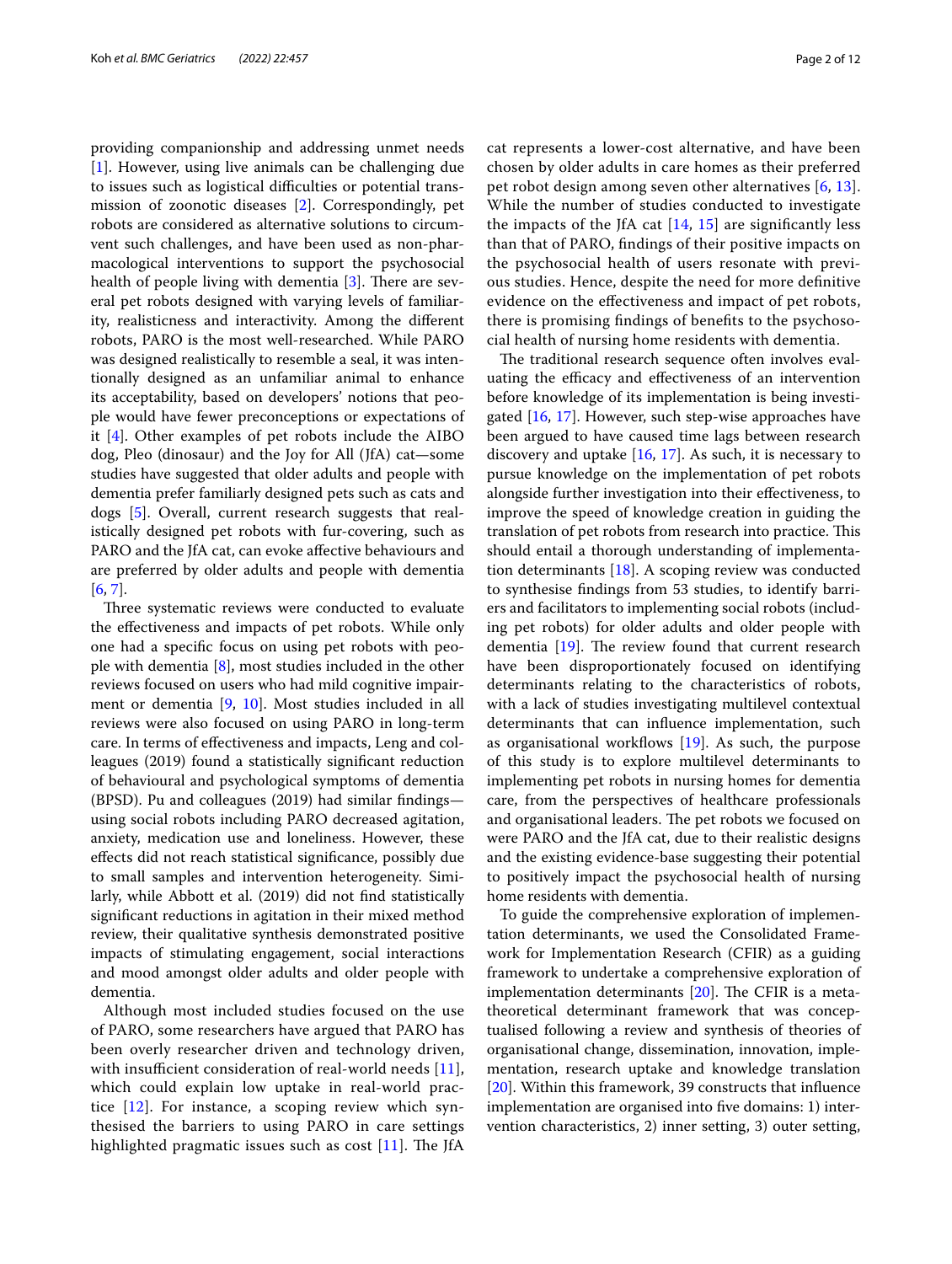providing companionship and addressing unmet needs [1]. However, using live animals can be challenging due to issues such as logistical difficulties or potential transmission of zoonotic diseases [2]. Correspondingly, pet robots are considered as alternative solutions to circumvent such challenges, and have been used as non-pharmacological interventions to support the psychosocial health of people living with dementia [3]. There are several pet robots designed with varying levels of familiarity, realisticness and interactivity. Among the different robots, PARO is the most well-researched. While PARO was designed realistically to resemble a seal, it was intentionally designed as an unfamiliar animal to enhance its acceptability, based on developers' notions that people would have fewer preconceptions or expectations of it [4]. Other examples of pet robots include the AIBO dog, Pleo (dinosaur) and the Joy for All (JfA) cat—some studies have suggested that older adults and people with dementia prefer familiarly designed pets such as cats and dogs [5]. Overall, current research suggests that realistically designed pet robots with fur-covering, such as PARO and the JfA cat, can evoke affective behaviours and are preferred by older adults and people with dementia [6, 7].

Three systematic reviews were conducted to evaluate the effectiveness and impacts of pet robots. While only one had a specific focus on using pet robots with people with dementia [8], most studies included in the other reviews focused on users who had mild cognitive impairment or dementia [9, 10]. Most studies included in all reviews were also focused on using PARO in long-term care. In terms of effectiveness and impacts, Leng and colleagues (2019) found a statistically significant reduction of behavioural and psychological symptoms of dementia (BPSD). Pu and colleagues (2019) had similar findings—using social robots including PARO decreased agitation, anxiety, medication use and loneliness. However, these effects did not reach statistical significance, possibly due to small samples and intervention heterogeneity. Similarly, while Abbott et al. (2019) did not find statistically significant reductions in agitation in their mixed method review, their qualitative synthesis demonstrated positive impacts of stimulating engagement, social interactions and mood amongst older adults and older people with dementia.

Although most included studies focused on the use of PARO, some researchers have argued that PARO has been overly researcher driven and technology driven, with insufficient consideration of real-world needs [11], which could explain low uptake in real-world practice [12]. For instance, a scoping review which synthesised the barriers to using PARO in care settings highlighted pragmatic issues such as cost [11]. The JfA cat represents a lower-cost alternative, and have been chosen by older adults in care homes as their preferred pet robot design among seven other alternatives [6, 13]. While the number of studies conducted to investigate the impacts of the JfA cat [14, 15] are significantly less than that of PARO, findings of their positive impacts on the psychosocial health of users resonate with previous studies. Hence, despite the need for more definitive evidence on the effectiveness and impact of pet robots, there is promising findings of benefits to the psychosocial health of nursing home residents with dementia.

The traditional research sequence often involves evaluating the efficacy and effectiveness of an intervention before knowledge of its implementation is being investigated [16, 17]. However, such step-wise approaches have been argued to have caused time lags between research discovery and uptake [16, 17]. As such, it is necessary to pursue knowledge on the implementation of pet robots alongside further investigation into their effectiveness, to improve the speed of knowledge creation in guiding the translation of pet robots from research into practice. This should entail a thorough understanding of implementation determinants [18]. A scoping review was conducted to synthesise findings from 53 studies, to identify barriers and facilitators to implementing social robots (including pet robots) for older adults and older people with dementia [19]. The review found that current research have been disproportionately focused on identifying determinants relating to the characteristics of robots, with a lack of studies investigating multilevel contextual determinants that can influence implementation, such as organisational workflows [19]. As such, the purpose of this study is to explore multilevel determinants to implementing pet robots in nursing homes for dementia care, from the perspectives of healthcare professionals and organisational leaders. The pet robots we focused on were PARO and the JfA cat, due to their realistic designs and the existing evidence-base suggesting their potential to positively impact the psychosocial health of nursing home residents with dementia.

To guide the comprehensive exploration of implementation determinants, we used the Consolidated Framework for Implementation Research (CFIR) as a guiding framework to undertake a comprehensive exploration of implementation determinants [20]. The CFIR is a meta-theoretical determinant framework that was conceptualised following a review and synthesis of theories of organisational change, dissemination, innovation, implementation, research uptake and knowledge translation [20]. Within this framework, 39 constructs that influence implementation are organised into five domains: 1) intervention characteristics, 2) inner setting, 3) outer setting,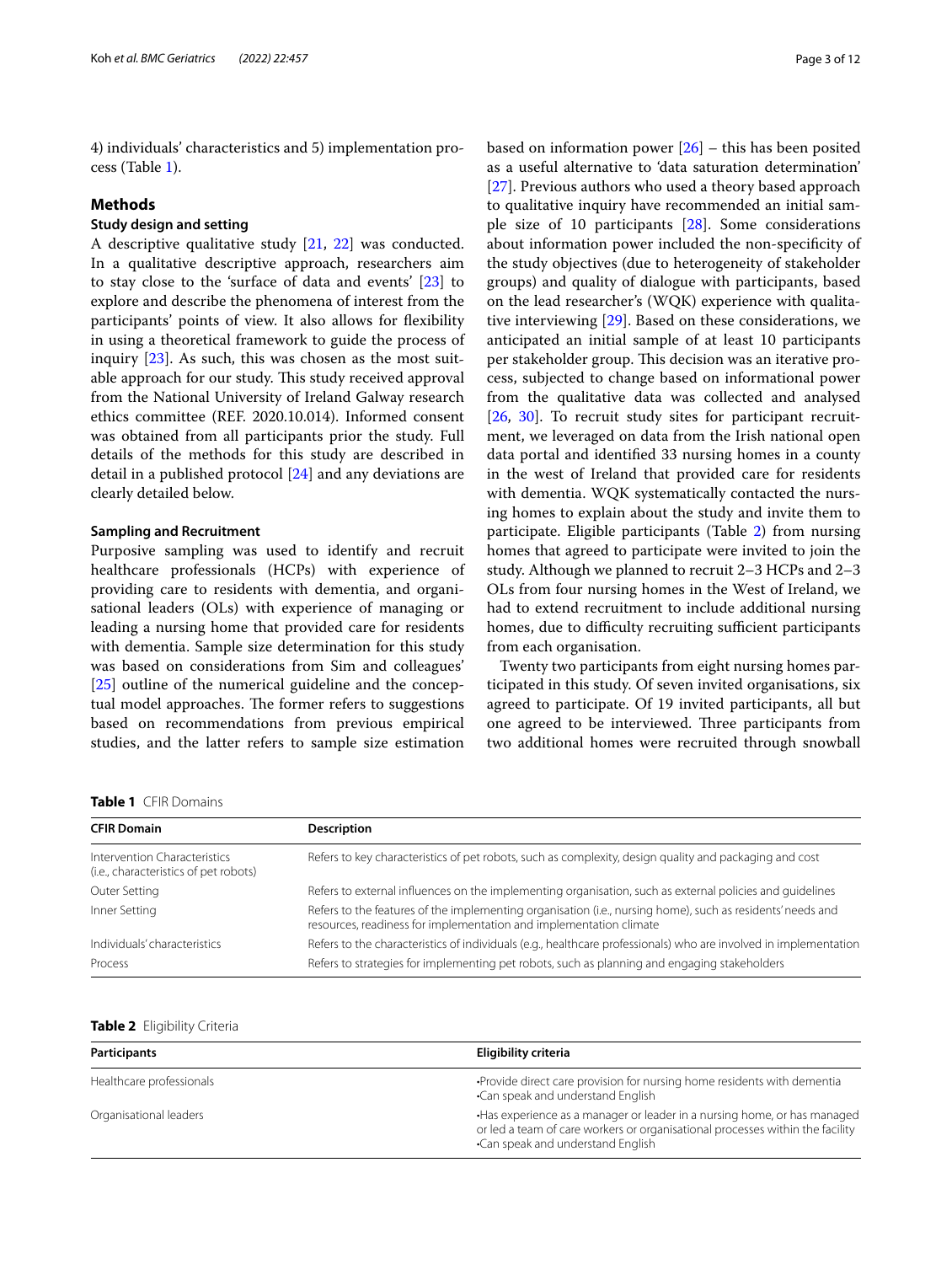4) individuals' characteristics and 5) implementation process (Table 1).

## Methods

### Study design and setting

A descriptive qualitative study [21, 22] was conducted. In a qualitative descriptive approach, researchers aim to stay close to the 'surface of data and events' [23] to explore and describe the phenomena of interest from the participants' points of view. It also allows for flexibility in using a theoretical framework to guide the process of inquiry [23]. As such, this was chosen as the most suitable approach for our study. This study received approval from the National University of Ireland Galway research ethics committee (REF. 2020.10.014). Informed consent was obtained from all participants prior the study. Full details of the methods for this study are described in detail in a published protocol [24] and any deviations are clearly detailed below.

### Sampling and Recruitment

Purposive sampling was used to identify and recruit healthcare professionals (HCPs) with experience of providing care to residents with dementia, and organisational leaders (OLs) with experience of managing or leading a nursing home that provided care for residents with dementia. Sample size determination for this study was based on considerations from Sim and colleagues' [25] outline of the numerical guideline and the conceptual model approaches. The former refers to suggestions based on recommendations from previous empirical studies, and the latter refers to sample size estimation based on information power [26] – this has been posited as a useful alternative to 'data saturation determination' [27]. Previous authors who used a theory based approach to qualitative inquiry have recommended an initial sample size of 10 participants [28]. Some considerations about information power included the non-specificity of the study objectives (due to heterogeneity of stakeholder groups) and quality of dialogue with participants, based on the lead researcher's (WQK) experience with qualitative interviewing [29]. Based on these considerations, we anticipated an initial sample of at least 10 participants per stakeholder group. This decision was an iterative process, subjected to change based on informational power from the qualitative data was collected and analysed [26, 30]. To recruit study sites for participant recruitment, we leveraged on data from the Irish national open data portal and identified 33 nursing homes in a county in the west of Ireland that provided care for residents with dementia. WQK systematically contacted the nursing homes to explain about the study and invite them to participate. Eligible participants (Table 2) from nursing homes that agreed to participate were invited to join the study. Although we planned to recruit 2–3 HCPs and 2–3 OLs from four nursing homes in the West of Ireland, we had to extend recruitment to include additional nursing homes, due to difficulty recruiting sufficient participants from each organisation.

Twenty two participants from eight nursing homes participated in this study. Of seven invited organisations, six agreed to participate. Of 19 invited participants, all but one agreed to be interviewed. Three participants from two additional homes were recruited through snowball

**Table 1** CFIR Domains

| CFIR Domain | Description |
|---|---|
| Intervention Characteristics (i.e., characteristics of pet robots) | Refers to key characteristics of pet robots, such as complexity, design quality and packaging and cost |
| Outer Setting | Refers to external influences on the implementing organisation, such as external policies and guidelines |
| Inner Setting | Refers to the features of the implementing organisation (i.e., nursing home), such as residents' needs and resources, readiness for implementation and implementation climate |
| Individuals' characteristics | Refers to the characteristics of individuals (e.g., healthcare professionals) who are involved in implementation |
| Process | Refers to strategies for implementing pet robots, such as planning and engaging stakeholders |

**Table 2** Eligibility Criteria

| Participants | Eligibility criteria |
|---|---|
| Healthcare professionals | •Provide direct care provision for nursing home residents with dementia<br>•Can speak and understand English |
| Organisational leaders | •Has experience as a manager or leader in a nursing home, or has managed or led a team of care workers or organisational processes within the facility<br>•Can speak and understand English |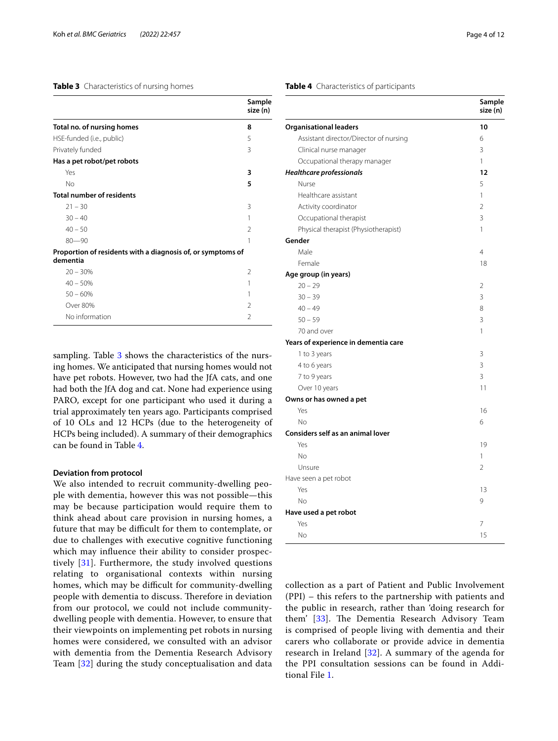**Table 3** Characteristics of nursing homes

| | Sample size (n) |
|---|---|
| **Total no. of nursing homes** | **8** |
| HSE-funded (i.e., public) | 5 |
| Privately funded | 3 |
| **Has a pet robot/pet robots** | |
| Yes | **3** |
| No | **5** |
| **Total number of residents** | |
| 21 – 30 | 3 |
| 30 – 40 | 1 |
| 40 – 50 | 2 |
| 80—90 | 1 |
| **Proportion of residents with a diagnosis of, or symptoms of dementia** | |
| 20 – 30% | 2 |
| 40 – 50% | 1 |
| 50 – 60% | 1 |
| Over 80% | 2 |
| No information | 2 |

sampling. Table 3 shows the characteristics of the nursing homes. We anticipated that nursing homes would not have pet robots. However, two had the JfA cats, and one had both the JfA dog and cat. None had experience using PARO, except for one participant who used it during a trial approximately ten years ago. Participants comprised of 10 OLs and 12 HCPs (due to the heterogeneity of HCPs being included). A summary of their demographics can be found in Table 4.

**Table 4** Characteristics of participants

| | Sample size (n) |
|---|---|
| **Organisational leaders** | **10** |
| Assistant director/Director of nursing | 6 |
| Clinical nurse manager | 3 |
| Occupational therapy manager | 1 |
| ***Healthcare professionals*** | **12** |
| Nurse | 5 |
| Healthcare assistant | 1 |
| Activity coordinator | 2 |
| Occupational therapist | 3 |
| Physical therapist (Physiotherapist) | 1 |
| **Gender** | |
| Male | 4 |
| Female | 18 |
| **Age group (in years)** | |
| 20 – 29 | 2 |
| 30 – 39 | 3 |
| 40 – 49 | 8 |
| 50 – 59 | 3 |
| 70 and over | 1 |
| **Years of experience in dementia care** | |
| 1 to 3 years | 3 |
| 4 to 6 years | 3 |
| 7 to 9 years | 3 |
| Over 10 years | 11 |
| **Owns or has owned a pet** | |
| Yes | 16 |
| No | 6 |
| **Considers self as an animal lover** | |
| Yes | 19 |
| No | 1 |
| Unsure | 2 |
| Have seen a pet robot | |
| Yes | 13 |
| No | 9 |
| **Have used a pet robot** | |
| Yes | 7 |
| No | 15 |

### Deviation from protocol

We also intended to recruit community-dwelling people with dementia, however this was not possible—this may be because participation would require them to think ahead about care provision in nursing homes, a future that may be difficult for them to contemplate, or due to challenges with executive cognitive functioning which may influence their ability to consider prospectively [31]. Furthermore, the study involved questions relating to organisational contexts within nursing homes, which may be difficult for community-dwelling people with dementia to discuss. Therefore in deviation from our protocol, we could not include community-dwelling people with dementia. However, to ensure that their viewpoints on implementing pet robots in nursing homes were considered, we consulted with an advisor with dementia from the Dementia Research Advisory Team [32] during the study conceptualisation and data collection as a part of Patient and Public Involvement (PPI) – this refers to the partnership with patients and the public in research, rather than 'doing research for them' [33]. The Dementia Research Advisory Team is comprised of people living with dementia and their carers who collaborate or provide advice in dementia research in Ireland [32]. A summary of the agenda for the PPI consultation sessions can be found in Additional File 1.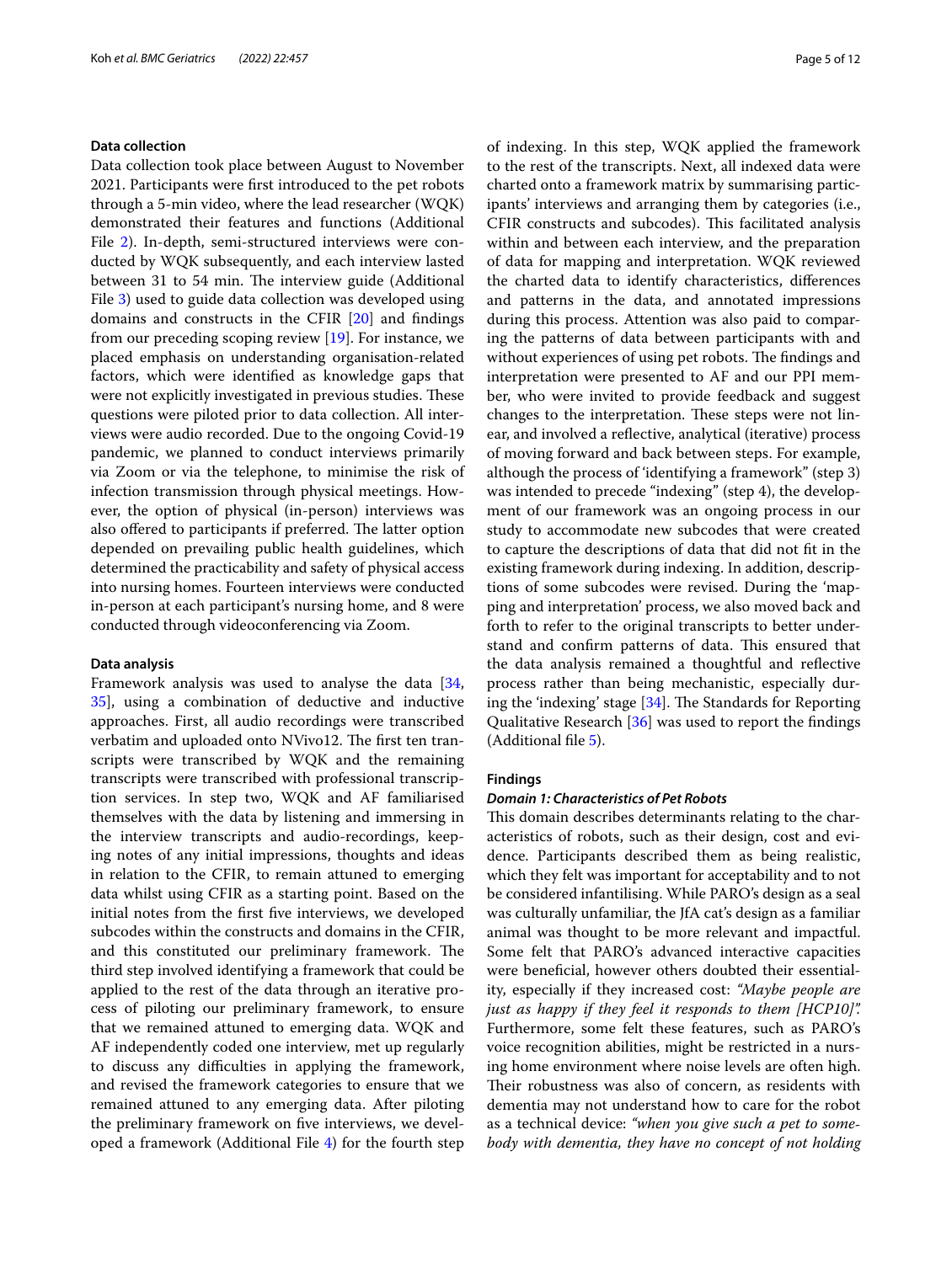### Data collection

Data collection took place between August to November 2021. Participants were first introduced to the pet robots through a 5-min video, where the lead researcher (WQK) demonstrated their features and functions (Additional File 2). In-depth, semi-structured interviews were conducted by WQK subsequently, and each interview lasted between 31 to 54 min. The interview guide (Additional File 3) used to guide data collection was developed using domains and constructs in the CFIR [20] and findings from our preceding scoping review [19]. For instance, we placed emphasis on understanding organisation-related factors, which were identified as knowledge gaps that were not explicitly investigated in previous studies. These questions were piloted prior to data collection. All interviews were audio recorded. Due to the ongoing Covid-19 pandemic, we planned to conduct interviews primarily via Zoom or via the telephone, to minimise the risk of infection transmission through physical meetings. However, the option of physical (in-person) interviews was also offered to participants if preferred. The latter option depended on prevailing public health guidelines, which determined the practicability and safety of physical access into nursing homes. Fourteen interviews were conducted in-person at each participant's nursing home, and 8 were conducted through videoconferencing via Zoom.

### Data analysis

Framework analysis was used to analyse the data [34, 35], using a combination of deductive and inductive approaches. First, all audio recordings were transcribed verbatim and uploaded onto NVivo12. The first ten transcripts were transcribed by WQK and the remaining transcripts were transcribed with professional transcription services. In step two, WQK and AF familiarised themselves with the data by listening and immersing in the interview transcripts and audio-recordings, keeping notes of any initial impressions, thoughts and ideas in relation to the CFIR, to remain attuned to emerging data whilst using CFIR as a starting point. Based on the initial notes from the first five interviews, we developed subcodes within the constructs and domains in the CFIR, and this constituted our preliminary framework. The third step involved identifying a framework that could be applied to the rest of the data through an iterative process of piloting our preliminary framework, to ensure that we remained attuned to emerging data. WQK and AF independently coded one interview, met up regularly to discuss any difficulties in applying the framework, and revised the framework categories to ensure that we remained attuned to any emerging data. After piloting the preliminary framework on five interviews, we developed a framework (Additional File 4) for the fourth step of indexing. In this step, WQK applied the framework to the rest of the transcripts. Next, all indexed data were charted onto a framework matrix by summarising participants' interviews and arranging them by categories (i.e., CFIR constructs and subcodes). This facilitated analysis within and between each interview, and the preparation of data for mapping and interpretation. WQK reviewed the charted data to identify characteristics, differences and patterns in the data, and annotated impressions during this process. Attention was also paid to comparing the patterns of data between participants with and without experiences of using pet robots. The findings and interpretation were presented to AF and our PPI member, who were invited to provide feedback and suggest changes to the interpretation. These steps were not linear, and involved a reflective, analytical (iterative) process of moving forward and back between steps. For example, although the process of 'identifying a framework" (step 3) was intended to precede "indexing" (step 4), the development of our framework was an ongoing process in our study to accommodate new subcodes that were created to capture the descriptions of data that did not fit in the existing framework during indexing. In addition, descriptions of some subcodes were revised. During the 'mapping and interpretation' process, we also moved back and forth to refer to the original transcripts to better understand and confirm patterns of data. This ensured that the data analysis remained a thoughtful and reflective process rather than being mechanistic, especially during the 'indexing' stage [34]. The Standards for Reporting Qualitative Research [36] was used to report the findings (Additional file 5).

## Findings

### *Domain 1: Characteristics of Pet Robots*

This domain describes determinants relating to the characteristics of robots, such as their design, cost and evidence. Participants described them as being realistic, which they felt was important for acceptability and to not be considered infantilising. While PARO's design as a seal was culturally unfamiliar, the JfA cat's design as a familiar animal was thought to be more relevant and impactful. Some felt that PARO's advanced interactive capacities were beneficial, however others doubted their essentiality, especially if they increased cost: *"Maybe people are just as happy if they feel it responds to them [HCP10]".* Furthermore, some felt these features, such as PARO's voice recognition abilities, might be restricted in a nursing home environment where noise levels are often high. Their robustness was also of concern, as residents with dementia may not understand how to care for the robot as a technical device: *"when you give such a pet to somebody with dementia, they have no concept of not holding*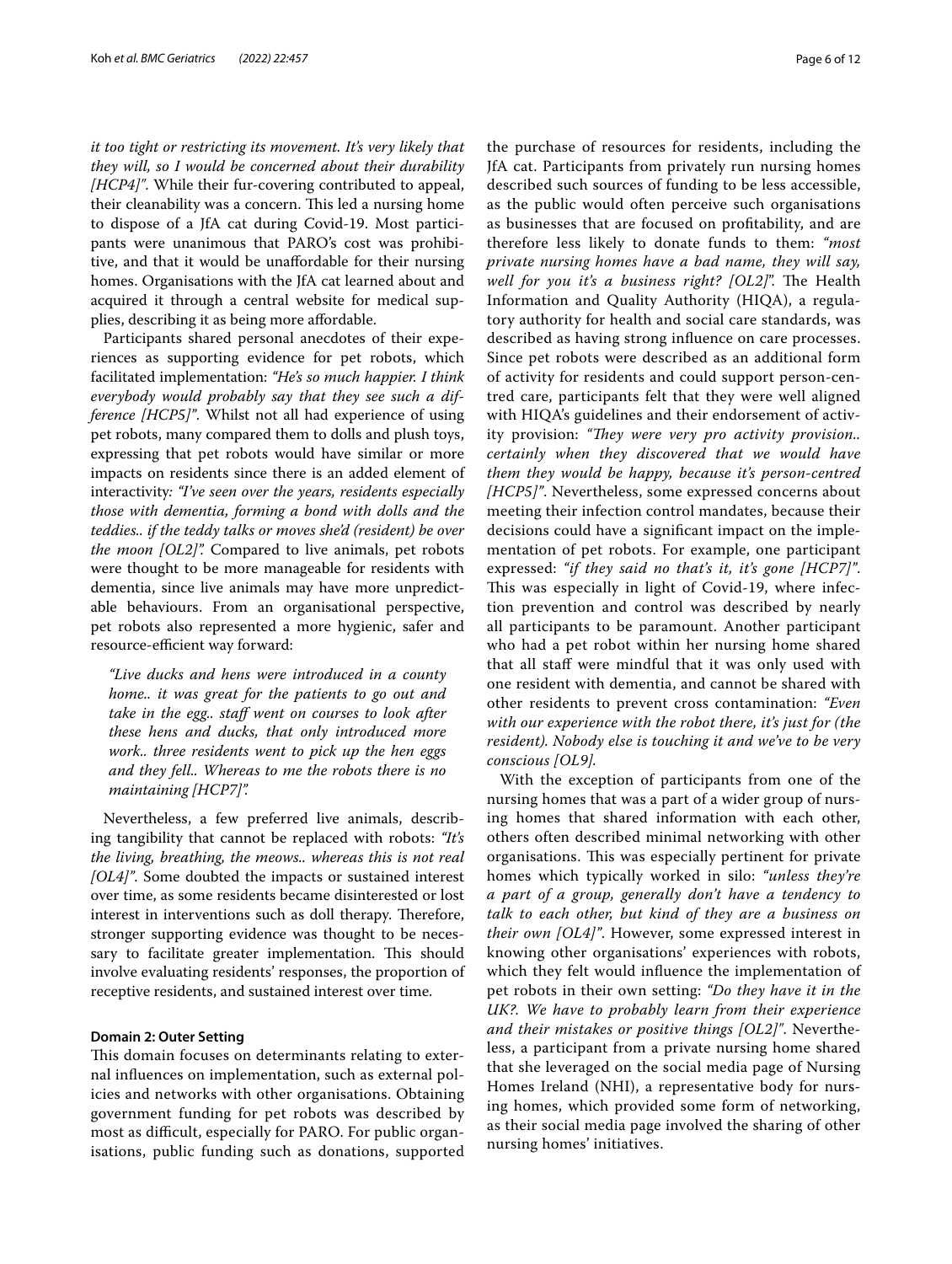*it too tight or restricting its movement. It's very likely that they will, so I would be concerned about their durability [HCP4]"*. While their fur-covering contributed to appeal, their cleanability was a concern. This led a nursing home to dispose of a JfA cat during Covid-19. Most participants were unanimous that PARO's cost was prohibitive, and that it would be unaffordable for their nursing homes. Organisations with the JfA cat learned about and acquired it through a central website for medical supplies, describing it as being more affordable.

Participants shared personal anecdotes of their experiences as supporting evidence for pet robots, which facilitated implementation: *"He's so much happier. I think everybody would probably say that they see such a difference [HCP5]"*. Whilst not all had experience of using pet robots, many compared them to dolls and plush toys, expressing that pet robots would have similar or more impacts on residents since there is an added element of interactivity: *"I've seen over the years, residents especially those with dementia, forming a bond with dolls and the teddies.. if the teddy talks or moves she'd (resident) be over the moon [OL2]".* Compared to live animals, pet robots were thought to be more manageable for residents with dementia, since live animals may have more unpredictable behaviours. From an organisational perspective, pet robots also represented a more hygienic, safer and resource-efficient way forward:

> *"Live ducks and hens were introduced in a county home.. it was great for the patients to go out and take in the egg.. staff went on courses to look after these hens and ducks, that only introduced more work.. three residents went to pick up the hen eggs and they fell.. Whereas to me the robots there is no maintaining [HCP7]".*

Nevertheless, a few preferred live animals, describing tangibility that cannot be replaced with robots: *"It's the living, breathing, the meows.. whereas this is not real [OL4]"*. Some doubted the impacts or sustained interest over time, as some residents became disinterested or lost interest in interventions such as doll therapy. Therefore, stronger supporting evidence was thought to be necessary to facilitate greater implementation. This should involve evaluating residents' responses, the proportion of receptive residents, and sustained interest over time.

#### Domain 2: Outer Setting

This domain focuses on determinants relating to external influences on implementation, such as external policies and networks with other organisations. Obtaining government funding for pet robots was described by most as difficult, especially for PARO. For public organisations, public funding such as donations, supported the purchase of resources for residents, including the JfA cat. Participants from privately run nursing homes described such sources of funding to be less accessible, as the public would often perceive such organisations as businesses that are focused on profitability, and are therefore less likely to donate funds to them: *"most private nursing homes have a bad name, they will say, well for you it's a business right? [OL2]".* The Health Information and Quality Authority (HIQA), a regulatory authority for health and social care standards, was described as having strong influence on care processes. Since pet robots were described as an additional form of activity for residents and could support person-centred care, participants felt that they were well aligned with HIQA's guidelines and their endorsement of activity provision: *"They were very pro activity provision.. certainly when they discovered that we would have them they would be happy, because it's person-centred [HCP5]"*. Nevertheless, some expressed concerns about meeting their infection control mandates, because their decisions could have a significant impact on the implementation of pet robots. For example, one participant expressed: *"if they said no that's it, it's gone [HCP7]"*. This was especially in light of Covid-19, where infection prevention and control was described by nearly all participants to be paramount. Another participant who had a pet robot within her nursing home shared that all staff were mindful that it was only used with one resident with dementia, and cannot be shared with other residents to prevent cross contamination: *"Even with our experience with the robot there, it's just for (the resident). Nobody else is touching it and we've to be very conscious [OL9]*.

With the exception of participants from one of the nursing homes that was a part of a wider group of nursing homes that shared information with each other, others often described minimal networking with other organisations. This was especially pertinent for private homes which typically worked in silo: *"unless they're a part of a group, generally don't have a tendency to talk to each other, but kind of they are a business on their own [OL4]"*. However, some expressed interest in knowing other organisations' experiences with robots, which they felt would influence the implementation of pet robots in their own setting: *"Do they have it in the UK?. We have to probably learn from their experience and their mistakes or positive things [OL2]"*. Nevertheless, a participant from a private nursing home shared that she leveraged on the social media page of Nursing Homes Ireland (NHI), a representative body for nursing homes, which provided some form of networking, as their social media page involved the sharing of other nursing homes' initiatives.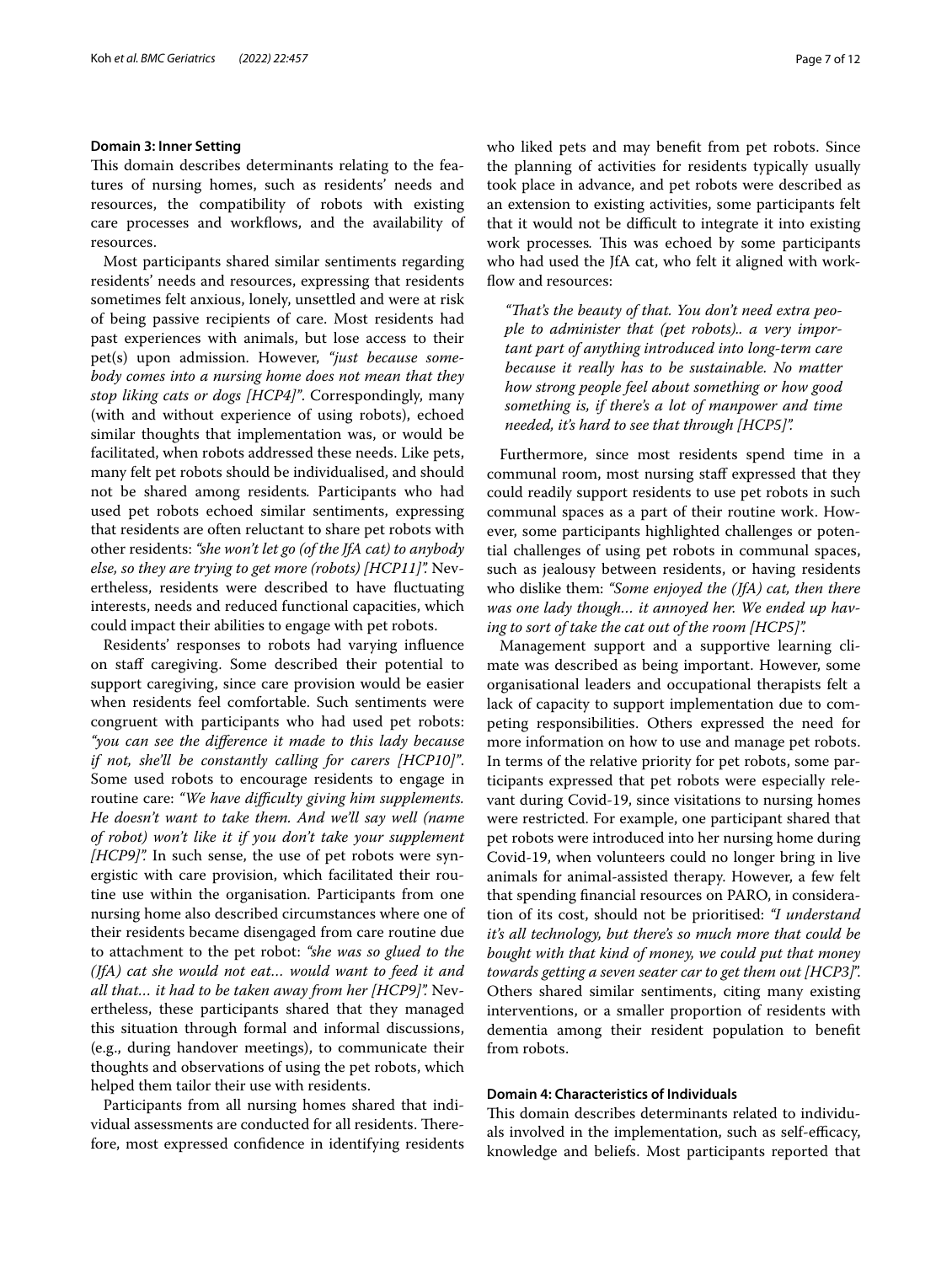### Domain 3: Inner Setting

This domain describes determinants relating to the features of nursing homes, such as residents' needs and resources, the compatibility of robots with existing care processes and workflows, and the availability of resources.

Most participants shared similar sentiments regarding residents' needs and resources, expressing that residents sometimes felt anxious, lonely, unsettled and were at risk of being passive recipients of care. Most residents had past experiences with animals, but lose access to their pet(s) upon admission. However, *"just because somebody comes into a nursing home does not mean that they stop liking cats or dogs [HCP4]"*. Correspondingly, many (with and without experience of using robots), echoed similar thoughts that implementation was, or would be facilitated, when robots addressed these needs. Like pets, many felt pet robots should be individualised, and should not be shared among residents. Participants who had used pet robots echoed similar sentiments, expressing that residents are often reluctant to share pet robots with other residents: *"she won't let go (of the JfA cat) to anybody else, so they are trying to get more (robots) [HCP11]"*. Nevertheless, residents were described to have fluctuating interests, needs and reduced functional capacities, which could impact their abilities to engage with pet robots.

Residents' responses to robots had varying influence on staff caregiving. Some described their potential to support caregiving, since care provision would be easier when residents feel comfortable. Such sentiments were congruent with participants who had used pet robots: *"you can see the difference it made to this lady because if not, she'll be constantly calling for carers [HCP10]"*. Some used robots to encourage residents to engage in routine care: *"We have difficulty giving him supplements. He doesn't want to take them. And we'll say well (name of robot) won't like it if you don't take your supplement [HCP9]"*. In such sense, the use of pet robots were synergistic with care provision, which facilitated their routine use within the organisation. Participants from one nursing home also described circumstances where one of their residents became disengaged from care routine due to attachment to the pet robot: *"she was so glued to the (JfA) cat she would not eat… would want to feed it and all that… it had to be taken away from her [HCP9]"*. Nevertheless, these participants shared that they managed this situation through formal and informal discussions, (e.g., during handover meetings), to communicate their thoughts and observations of using the pet robots, which helped them tailor their use with residents.

Participants from all nursing homes shared that individual assessments are conducted for all residents. Therefore, most expressed confidence in identifying residents who liked pets and may benefit from pet robots. Since the planning of activities for residents typically usually took place in advance, and pet robots were described as an extension to existing activities, some participants felt that it would not be difficult to integrate it into existing work processes. This was echoed by some participants who had used the JfA cat, who felt it aligned with workflow and resources:

> *"That's the beauty of that. You don't need extra people to administer that (pet robots).. a very important part of anything introduced into long-term care because it really has to be sustainable. No matter how strong people feel about something or how good something is, if there's a lot of manpower and time needed, it's hard to see that through [HCP5]".*

Furthermore, since most residents spend time in a communal room, most nursing staff expressed that they could readily support residents to use pet robots in such communal spaces as a part of their routine work. However, some participants highlighted challenges or potential challenges of using pet robots in communal spaces, such as jealousy between residents, or having residents who dislike them: *"Some enjoyed the (JfA) cat, then there was one lady though… it annoyed her. We ended up having to sort of take the cat out of the room [HCP5]"*.

Management support and a supportive learning climate was described as being important. However, some organisational leaders and occupational therapists felt a lack of capacity to support implementation due to competing responsibilities. Others expressed the need for more information on how to use and manage pet robots. In terms of the relative priority for pet robots, some participants expressed that pet robots were especially relevant during Covid-19, since visitations to nursing homes were restricted. For example, one participant shared that pet robots were introduced into her nursing home during Covid-19, when volunteers could no longer bring in live animals for animal-assisted therapy. However, a few felt that spending financial resources on PARO, in consideration of its cost, should not be prioritised: *"I understand it's all technology, but there's so much more that could be bought with that kind of money, we could put that money towards getting a seven seater car to get them out [HCP3]"*. Others shared similar sentiments, citing many existing interventions, or a smaller proportion of residents with dementia among their resident population to benefit from robots.

### Domain 4: Characteristics of Individuals

This domain describes determinants related to individuals involved in the implementation, such as self-efficacy, knowledge and beliefs. Most participants reported that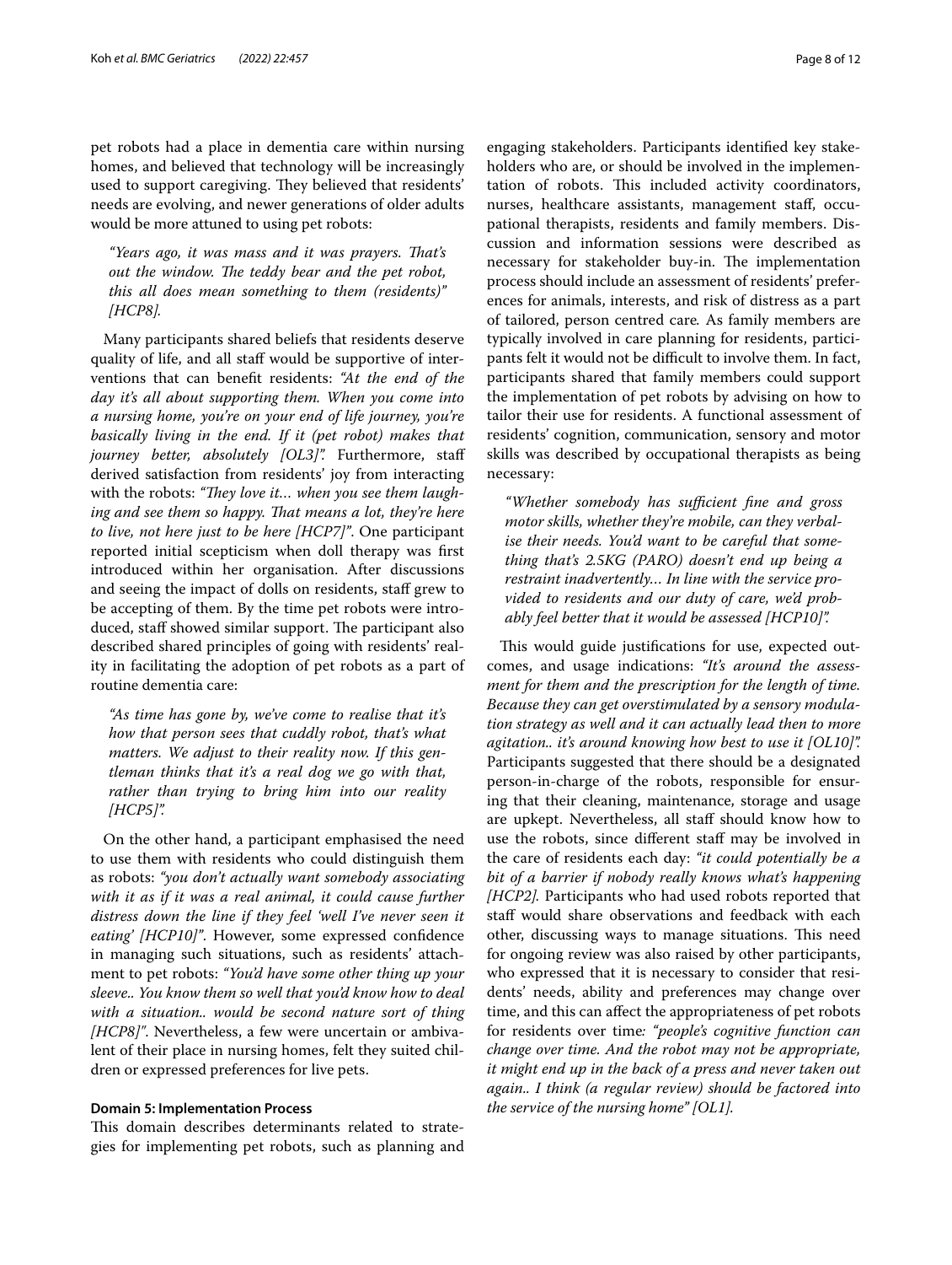pet robots had a place in dementia care within nursing homes, and believed that technology will be increasingly used to support caregiving. They believed that residents' needs are evolving, and newer generations of older adults would be more attuned to using pet robots:

> *"Years ago, it was mass and it was prayers. That's out the window. The teddy bear and the pet robot, this all does mean something to them (residents)" [HCP8].*

Many participants shared beliefs that residents deserve quality of life, and all staff would be supportive of interventions that can benefit residents: *"At the end of the day it's all about supporting them. When you come into a nursing home, you're on your end of life journey, you're basically living in the end. If it (pet robot) makes that journey better, absolutely [OL3]".* Furthermore, staff derived satisfaction from residents' joy from interacting with the robots: *"They love it… when you see them laughing and see them so happy. That means a lot, they're here to live, not here just to be here [HCP7]"*. One participant reported initial scepticism when doll therapy was first introduced within her organisation. After discussions and seeing the impact of dolls on residents, staff grew to be accepting of them. By the time pet robots were introduced, staff showed similar support. The participant also described shared principles of going with residents' reality in facilitating the adoption of pet robots as a part of routine dementia care:

> *"As time has gone by, we've come to realise that it's how that person sees that cuddly robot, that's what matters. We adjust to their reality now. If this gentleman thinks that it's a real dog we go with that, rather than trying to bring him into our reality [HCP5]".*

On the other hand, a participant emphasised the need to use them with residents who could distinguish them as robots: *"you don't actually want somebody associating with it as if it was a real animal, it could cause further distress down the line if they feel 'well I've never seen it eating' [HCP10]"*. However, some expressed confidence in managing such situations, such as residents' attachment to pet robots: *"You'd have some other thing up your sleeve.. You know them so well that you'd know how to deal with a situation.. would be second nature sort of thing [HCP8]"*. Nevertheless, a few were uncertain or ambivalent of their place in nursing homes, felt they suited children or expressed preferences for live pets.

#### Domain 5: Implementation Process

This domain describes determinants related to strategies for implementing pet robots, such as planning and engaging stakeholders. Participants identified key stakeholders who are, or should be involved in the implementation of robots. This included activity coordinators, nurses, healthcare assistants, management staff, occupational therapists, residents and family members. Discussion and information sessions were described as necessary for stakeholder buy-in. The implementation process should include an assessment of residents' preferences for animals, interests, and risk of distress as a part of tailored, person centred care. As family members are typically involved in care planning for residents, participants felt it would not be difficult to involve them. In fact, participants shared that family members could support the implementation of pet robots by advising on how to tailor their use for residents. A functional assessment of residents' cognition, communication, sensory and motor skills was described by occupational therapists as being necessary:

> *"Whether somebody has sufficient fine and gross motor skills, whether they're mobile, can they verbalise their needs. You'd want to be careful that something that's 2.5KG (PARO) doesn't end up being a restraint inadvertently… In line with the service provided to residents and our duty of care, we'd probably feel better that it would be assessed [HCP10]".*

This would guide justifications for use, expected outcomes, and usage indications: *"It's around the assessment for them and the prescription for the length of time. Because they can get overstimulated by a sensory modulation strategy as well and it can actually lead then to more agitation.. it's around knowing how best to use it [OL10]".* Participants suggested that there should be a designated person-in-charge of the robots, responsible for ensuring that their cleaning, maintenance, storage and usage are upkept. Nevertheless, all staff should know how to use the robots, since different staff may be involved in the care of residents each day: *"it could potentially be a bit of a barrier if nobody really knows what's happening [HCP2].* Participants who had used robots reported that staff would share observations and feedback with each other, discussing ways to manage situations. This need for ongoing review was also raised by other participants, who expressed that it is necessary to consider that residents' needs, ability and preferences may change over time, and this can affect the appropriateness of pet robots for residents over time*: "people's cognitive function can change over time. And the robot may not be appropriate, it might end up in the back of a press and never taken out again.. I think (a regular review) should be factored into the service of the nursing home" [OL1].*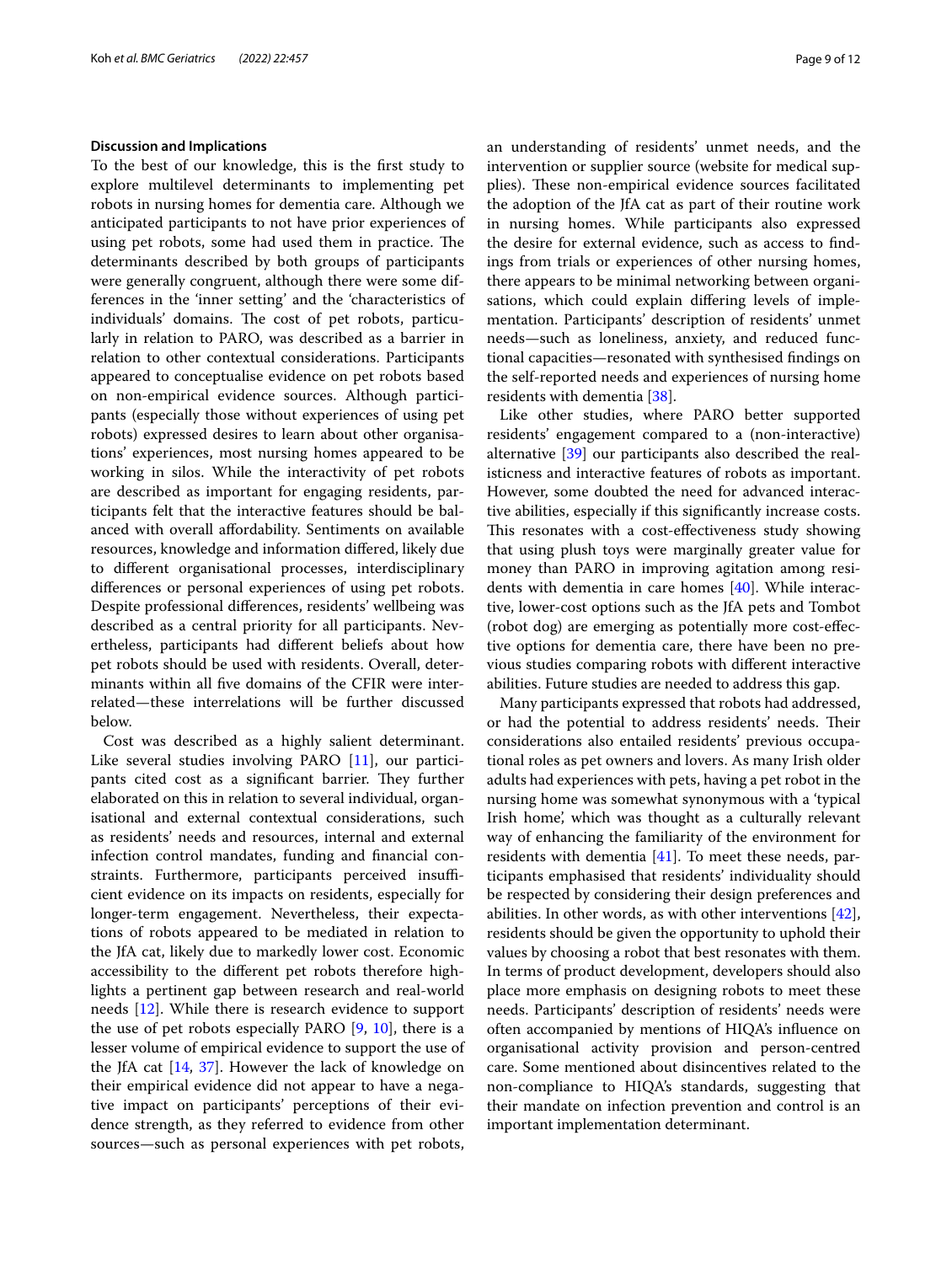### Discussion and Implications

To the best of our knowledge, this is the first study to explore multilevel determinants to implementing pet robots in nursing homes for dementia care. Although we anticipated participants to not have prior experiences of using pet robots, some had used them in practice. The determinants described by both groups of participants were generally congruent, although there were some differences in the 'inner setting' and the 'characteristics of individuals' domains. The cost of pet robots, particularly in relation to PARO, was described as a barrier in relation to other contextual considerations. Participants appeared to conceptualise evidence on pet robots based on non-empirical evidence sources. Although participants (especially those without experiences of using pet robots) expressed desires to learn about other organisations' experiences, most nursing homes appeared to be working in silos. While the interactivity of pet robots are described as important for engaging residents, participants felt that the interactive features should be balanced with overall affordability. Sentiments on available resources, knowledge and information differed, likely due to different organisational processes, interdisciplinary differences or personal experiences of using pet robots. Despite professional differences, residents' wellbeing was described as a central priority for all participants. Nevertheless, participants had different beliefs about how pet robots should be used with residents. Overall, determinants within all five domains of the CFIR were interrelated—these interrelations will be further discussed below.

Cost was described as a highly salient determinant. Like several studies involving PARO [11], our participants cited cost as a significant barrier. They further elaborated on this in relation to several individual, organisational and external contextual considerations, such as residents' needs and resources, internal and external infection control mandates, funding and financial constraints. Furthermore, participants perceived insufficient evidence on its impacts on residents, especially for longer-term engagement. Nevertheless, their expectations of robots appeared to be mediated in relation to the JfA cat, likely due to markedly lower cost. Economic accessibility to the different pet robots therefore highlights a pertinent gap between research and real-world needs [12]. While there is research evidence to support the use of pet robots especially PARO [9, 10], there is a lesser volume of empirical evidence to support the use of the JfA cat [14, 37]. However the lack of knowledge on their empirical evidence did not appear to have a negative impact on participants' perceptions of their evidence strength, as they referred to evidence from other sources—such as personal experiences with pet robots, an understanding of residents' unmet needs, and the intervention or supplier source (website for medical supplies). These non-empirical evidence sources facilitated the adoption of the JfA cat as part of their routine work in nursing homes. While participants also expressed the desire for external evidence, such as access to findings from trials or experiences of other nursing homes, there appears to be minimal networking between organisations, which could explain differing levels of implementation. Participants' description of residents' unmet needs—such as loneliness, anxiety, and reduced functional capacities—resonated with synthesised findings on the self-reported needs and experiences of nursing home residents with dementia [38].

Like other studies, where PARO better supported residents' engagement compared to a (non-interactive) alternative [39] our participants also described the realisticness and interactive features of robots as important. However, some doubted the need for advanced interactive abilities, especially if this significantly increase costs. This resonates with a cost-effectiveness study showing that using plush toys were marginally greater value for money than PARO in improving agitation among residents with dementia in care homes [40]. While interactive, lower-cost options such as the JfA pets and Tombot (robot dog) are emerging as potentially more cost-effective options for dementia care, there have been no previous studies comparing robots with different interactive abilities. Future studies are needed to address this gap.

Many participants expressed that robots had addressed, or had the potential to address residents' needs. Their considerations also entailed residents' previous occupational roles as pet owners and lovers. As many Irish older adults had experiences with pets, having a pet robot in the nursing home was somewhat synonymous with a 'typical Irish home', which was thought as a culturally relevant way of enhancing the familiarity of the environment for residents with dementia [41]. To meet these needs, participants emphasised that residents' individuality should be respected by considering their design preferences and abilities. In other words, as with other interventions [42], residents should be given the opportunity to uphold their values by choosing a robot that best resonates with them. In terms of product development, developers should also place more emphasis on designing robots to meet these needs. Participants' description of residents' needs were often accompanied by mentions of HIQA's influence on organisational activity provision and person-centred care. Some mentioned about disincentives related to the non-compliance to HIQA's standards, suggesting that their mandate on infection prevention and control is an important implementation determinant.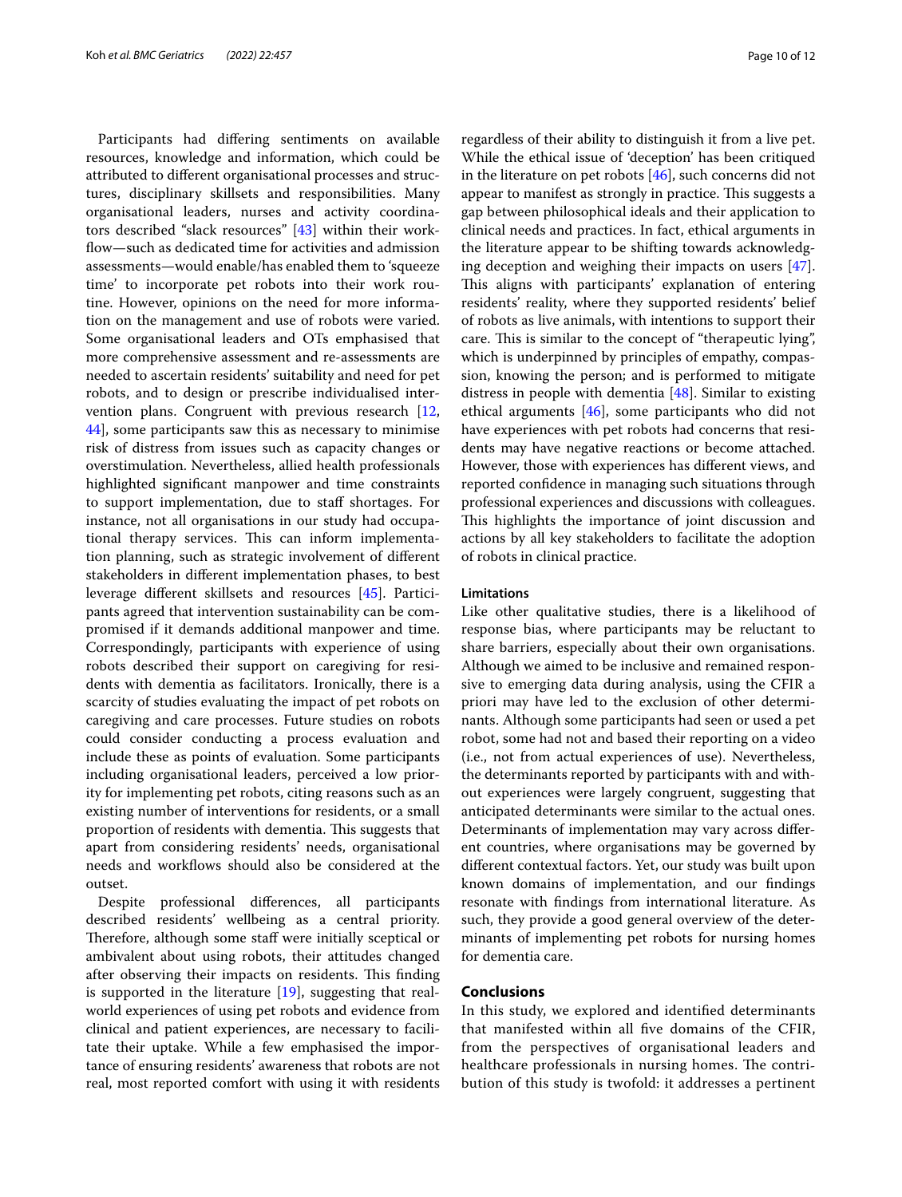Participants had differing sentiments on available resources, knowledge and information, which could be attributed to different organisational processes and structures, disciplinary skillsets and responsibilities. Many organisational leaders, nurses and activity coordinators described "slack resources" [43] within their workflow—such as dedicated time for activities and admission assessments—would enable/has enabled them to 'squeeze time' to incorporate pet robots into their work routine. However, opinions on the need for more information on the management and use of robots were varied. Some organisational leaders and OTs emphasised that more comprehensive assessment and re-assessments are needed to ascertain residents' suitability and need for pet robots, and to design or prescribe individualised intervention plans. Congruent with previous research [12, 44], some participants saw this as necessary to minimise risk of distress from issues such as capacity changes or overstimulation. Nevertheless, allied health professionals highlighted significant manpower and time constraints to support implementation, due to staff shortages. For instance, not all organisations in our study had occupational therapy services. This can inform implementation planning, such as strategic involvement of different stakeholders in different implementation phases, to best leverage different skillsets and resources [45]. Participants agreed that intervention sustainability can be compromised if it demands additional manpower and time. Correspondingly, participants with experience of using robots described their support on caregiving for residents with dementia as facilitators. Ironically, there is a scarcity of studies evaluating the impact of pet robots on caregiving and care processes. Future studies on robots could consider conducting a process evaluation and include these as points of evaluation. Some participants including organisational leaders, perceived a low priority for implementing pet robots, citing reasons such as an existing number of interventions for residents, or a small proportion of residents with dementia. This suggests that apart from considering residents' needs, organisational needs and workflows should also be considered at the outset.

Despite professional differences, all participants described residents' wellbeing as a central priority. Therefore, although some staff were initially sceptical or ambivalent about using robots, their attitudes changed after observing their impacts on residents. This finding is supported in the literature [19], suggesting that real-world experiences of using pet robots and evidence from clinical and patient experiences, are necessary to facilitate their uptake. While a few emphasised the importance of ensuring residents' awareness that robots are not real, most reported comfort with using it with residents regardless of their ability to distinguish it from a live pet. While the ethical issue of 'deception' has been critiqued in the literature on pet robots [46], such concerns did not appear to manifest as strongly in practice. This suggests a gap between philosophical ideals and their application to clinical needs and practices. In fact, ethical arguments in the literature appear to be shifting towards acknowledging deception and weighing their impacts on users [47]. This aligns with participants' explanation of entering residents' reality, where they supported residents' belief of robots as live animals, with intentions to support their care. This is similar to the concept of "therapeutic lying", which is underpinned by principles of empathy, compassion, knowing the person; and is performed to mitigate distress in people with dementia [48]. Similar to existing ethical arguments [46], some participants who did not have experiences with pet robots had concerns that residents may have negative reactions or become attached. However, those with experiences has different views, and reported confidence in managing such situations through professional experiences and discussions with colleagues. This highlights the importance of joint discussion and actions by all key stakeholders to facilitate the adoption of robots in clinical practice.

### Limitations

Like other qualitative studies, there is a likelihood of response bias, where participants may be reluctant to share barriers, especially about their own organisations. Although we aimed to be inclusive and remained responsive to emerging data during analysis, using the CFIR a priori may have led to the exclusion of other determinants. Although some participants had seen or used a pet robot, some had not and based their reporting on a video (i.e., not from actual experiences of use). Nevertheless, the determinants reported by participants with and without experiences were largely congruent, suggesting that anticipated determinants were similar to the actual ones. Determinants of implementation may vary across different countries, where organisations may be governed by different contextual factors. Yet, our study was built upon known domains of implementation, and our findings resonate with findings from international literature. As such, they provide a good general overview of the determinants of implementing pet robots for nursing homes for dementia care.

## Conclusions

In this study, we explored and identified determinants that manifested within all five domains of the CFIR, from the perspectives of organisational leaders and healthcare professionals in nursing homes. The contribution of this study is twofold: it addresses a pertinent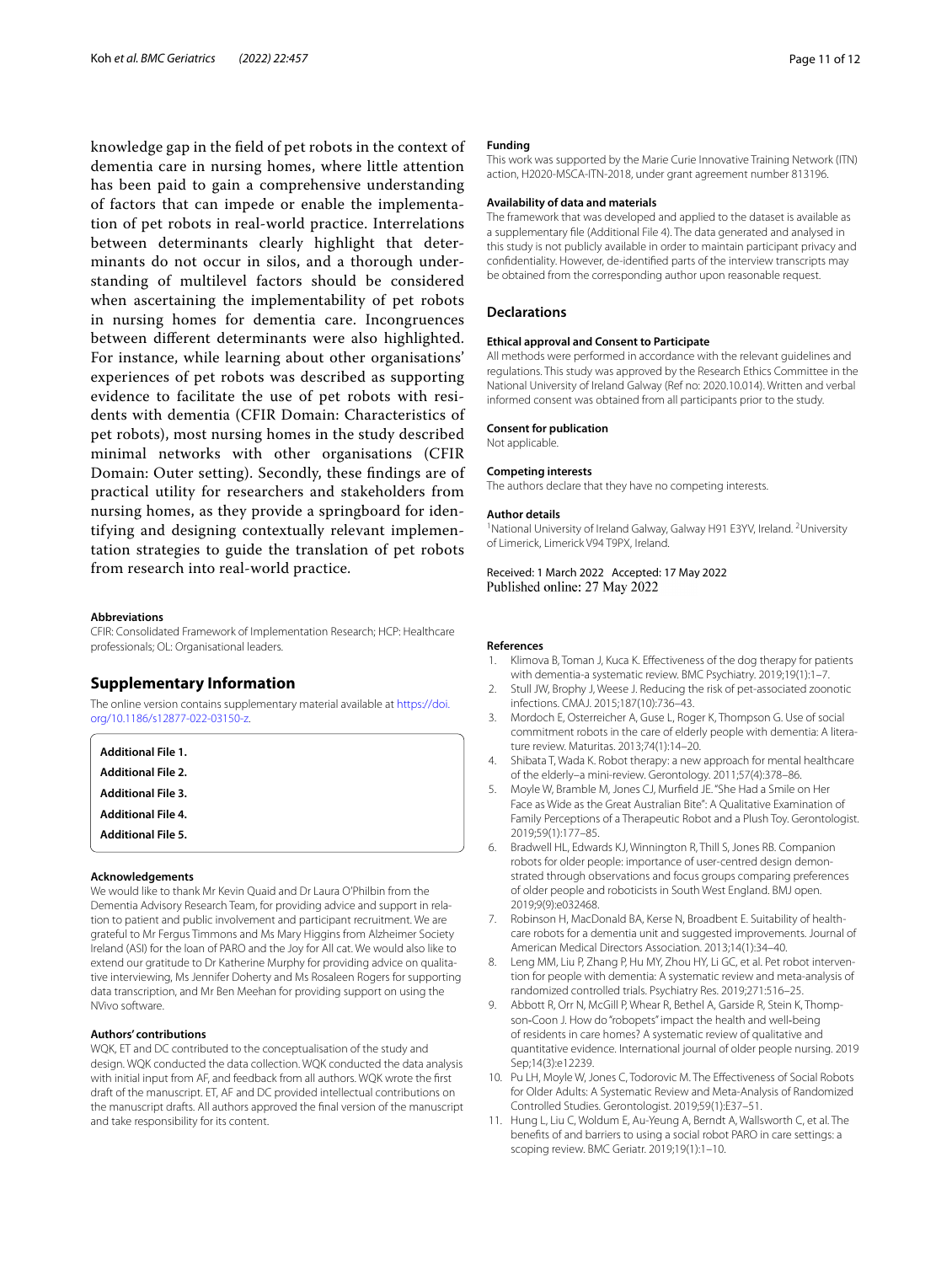knowledge gap in the field of pet robots in the context of dementia care in nursing homes, where little attention has been paid to gain a comprehensive understanding of factors that can impede or enable the implementation of pet robots in real-world practice. Interrelations between determinants clearly highlight that determinants do not occur in silos, and a thorough understanding of multilevel factors should be considered when ascertaining the implementability of pet robots in nursing homes for dementia care. Incongruences between different determinants were also highlighted. For instance, while learning about other organisations' experiences of pet robots was described as supporting evidence to facilitate the use of pet robots with residents with dementia (CFIR Domain: Characteristics of pet robots), most nursing homes in the study described minimal networks with other organisations (CFIR Domain: Outer setting). Secondly, these findings are of practical utility for researchers and stakeholders from nursing homes, as they provide a springboard for identifying and designing contextually relevant implementation strategies to guide the translation of pet robots from research into real-world practice.

#### Abbreviations

CFIR: Consolidated Framework of Implementation Research; HCP: Healthcare professionals; OL: Organisational leaders.

### Supplementary Information

The online version contains supplementary material available at https://doi.org/10.1186/s12877-022-03150-z.

**Additional File 1.**
**Additional File 2.**
**Additional File 3.**
**Additional File 4.**
**Additional File 5.**

#### Acknowledgements

We would like to thank Mr Kevin Quaid and Dr Laura O'Philbin from the Dementia Advisory Research Team, for providing advice and support in relation to patient and public involvement and participant recruitment. We are grateful to Mr Fergus Timmons and Ms Mary Higgins from Alzheimer Society Ireland (ASI) for the loan of PARO and the Joy for All cat. We would also like to extend our gratitude to Dr Katherine Murphy for providing advice on qualitative interviewing, Ms Jennifer Doherty and Ms Rosaleen Rogers for supporting data transcription, and Mr Ben Meehan for providing support on using the NVivo software.

#### Authors' contributions

WQK, ET and DC contributed to the conceptualisation of the study and design. WQK conducted the data collection. WQK conducted the data analysis with initial input from AF, and feedback from all authors. WQK wrote the first draft of the manuscript. ET, AF and DC provided intellectual contributions on the manuscript drafts. All authors approved the final version of the manuscript and take responsibility for its content.

#### Funding

This work was supported by the Marie Curie Innovative Training Network (ITN) action, H2020-MSCA-ITN-2018, under grant agreement number 813196.

#### Availability of data and materials

The framework that was developed and applied to the dataset is available as a supplementary file (Additional File 4). The data generated and analysed in this study is not publicly available in order to maintain participant privacy and confidentiality. However, de-identified parts of the interview transcripts may be obtained from the corresponding author upon reasonable request.

### Declarations

#### Ethical approval and Consent to Participate

All methods were performed in accordance with the relevant guidelines and regulations. This study was approved by the Research Ethics Committee in the National University of Ireland Galway (Ref no: 2020.10.014). Written and verbal informed consent was obtained from all participants prior to the study.

#### Consent for publication

Not applicable.

#### Competing interests

The authors declare that they have no competing interests.

#### Author details

[1]National University of Ireland Galway, Galway H91 E3YV, Ireland. [2]University of Limerick, Limerick V94 T9PX, Ireland.

Received: 1 March 2022 Accepted: 17 May 2022
Published online: 27 May 2022

#### References

1. Klimova B, Toman J, Kuca K. Effectiveness of the dog therapy for patients with dementia-a systematic review. BMC Psychiatry. 2019;19(1):1–7.
2. Stull JW, Brophy J, Weese J. Reducing the risk of pet-associated zoonotic infections. CMAJ. 2015;187(10):736–43.
3. Mordoch E, Osterreicher A, Guse L, Roger K, Thompson G. Use of social commitment robots in the care of elderly people with dementia: A literature review. Maturitas. 2013;74(1):14–20.
4. Shibata T, Wada K. Robot therapy: a new approach for mental healthcare of the elderly–a mini-review. Gerontology. 2011;57(4):378–86.
5. Moyle W, Bramble M, Jones CJ, Murfield JE. "She Had a Smile on Her Face as Wide as the Great Australian Bite": A Qualitative Examination of Family Perceptions of a Therapeutic Robot and a Plush Toy. Gerontologist. 2019;59(1):177–85.
6. Bradwell HL, Edwards KJ, Winnington R, Thill S, Jones RB. Companion robots for older people: importance of user-centred design demonstrated through observations and focus groups comparing preferences of older people and roboticists in South West England. BMJ open. 2019;9(9):e032468.
7. Robinson H, MacDonald BA, Kerse N, Broadbent E. Suitability of healthcare robots for a dementia unit and suggested improvements. Journal of American Medical Directors Association. 2013;14(1):34–40.
8. Leng MM, Liu P, Zhang P, Hu MY, Zhou HY, Li GC, et al. Pet robot intervention for people with dementia: A systematic review and meta-analysis of randomized controlled trials. Psychiatry Res. 2019;271:516–25.
9. Abbott R, Orr N, McGill P, Whear R, Bethel A, Garside R, Stein K, Thompson-Coon J. How do "robopets" impact the health and well-being of residents in care homes? A systematic review of qualitative and quantitative evidence. International journal of older people nursing. 2019 Sep;14(3):e12239.
10. Pu LH, Moyle W, Jones C, Todorovic M. The Effectiveness of Social Robots for Older Adults: A Systematic Review and Meta-Analysis of Randomized Controlled Studies. Gerontologist. 2019;59(1):E37–51.
11. Hung L, Liu C, Woldum E, Au-Yeung A, Berndt A, Wallsworth C, et al. The benefits of and barriers to using a social robot PARO in care settings: a scoping review. BMC Geriatr. 2019;19(1):1–10.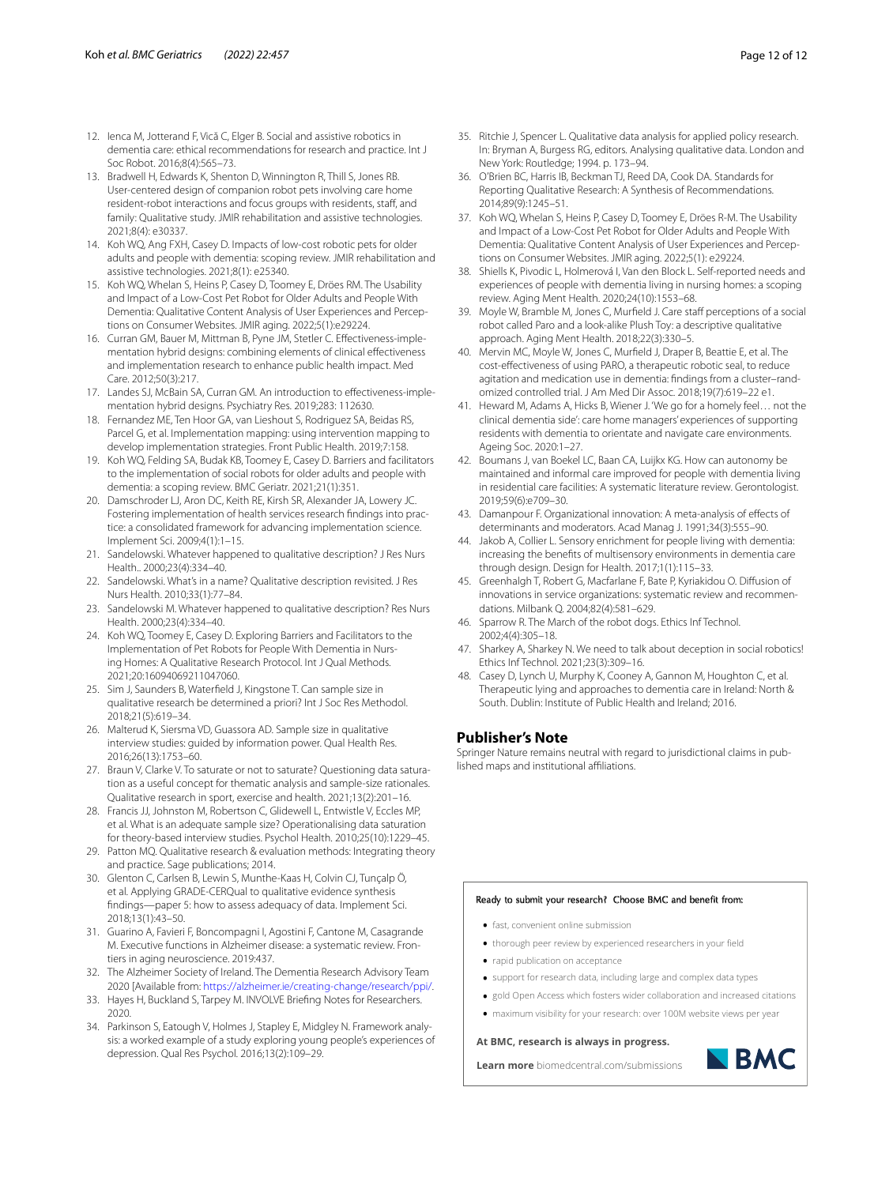12. Ienca M, Jotterand F, Vică C, Elger B. Social and assistive robotics in dementia care: ethical recommendations for research and practice. Int J Soc Robot. 2016;8(4):565–73.
13. Bradwell H, Edwards K, Shenton D, Winnington R, Thill S, Jones RB. User-centered design of companion robot pets involving care home resident-robot interactions and focus groups with residents, staff, and family: Qualitative study. JMIR rehabilitation and assistive technologies. 2021;8(4): e30337.
14. Koh WQ, Ang FXH, Casey D. Impacts of low-cost robotic pets for older adults and people with dementia: scoping review. JMIR rehabilitation and assistive technologies. 2021;8(1): e25340.
15. Koh WQ, Whelan S, Heins P, Casey D, Toomey E, Dröes RM. The Usability and Impact of a Low-Cost Pet Robot for Older Adults and People With Dementia: Qualitative Content Analysis of User Experiences and Perceptions on Consumer Websites. JMIR aging. 2022;5(1):e29224.
16. Curran GM, Bauer M, Mittman B, Pyne JM, Stetler C. Effectiveness-implementation hybrid designs: combining elements of clinical effectiveness and implementation research to enhance public health impact. Med Care. 2012;50(3):217.
17. Landes SJ, McBain SA, Curran GM. An introduction to effectiveness-implementation hybrid designs. Psychiatry Res. 2019;283: 112630.
18. Fernandez ME, Ten Hoor GA, van Lieshout S, Rodriguez SA, Beidas RS, Parcel G, et al. Implementation mapping: using intervention mapping to develop implementation strategies. Front Public Health. 2019;7:158.
19. Koh WQ, Felding SA, Budak KB, Toomey E, Casey D. Barriers and facilitators to the implementation of social robots for older adults and people with dementia: a scoping review. BMC Geriatr. 2021;21(1):351.
20. Damschroder LJ, Aron DC, Keith RE, Kirsh SR, Alexander JA, Lowery JC. Fostering implementation of health services research findings into practice: a consolidated framework for advancing implementation science. Implement Sci. 2009;4(1):1–15.
21. Sandelowski. Whatever happened to qualitative description? J Res Nurs Health.. 2000;23(4):334–40.
22. Sandelowski. What's in a name? Qualitative description revisited. J Res Nurs Health. 2010;33(1):77–84.
23. Sandelowski M. Whatever happened to qualitative description? Res Nurs Health. 2000;23(4):334–40.
24. Koh WQ, Toomey E, Casey D. Exploring Barriers and Facilitators to the Implementation of Pet Robots for People With Dementia in Nursing Homes: A Qualitative Research Protocol. Int J Qual Methods. 2021;20:16094069211047060.
25. Sim J, Saunders B, Waterfield J, Kingstone T. Can sample size in qualitative research be determined a priori? Int J Soc Res Methodol. 2018;21(5):619–34.
26. Malterud K, Siersma VD, Guassora AD. Sample size in qualitative interview studies: guided by information power. Qual Health Res. 2016;26(13):1753–60.
27. Braun V, Clarke V. To saturate or not to saturate? Questioning data saturation as a useful concept for thematic analysis and sample-size rationales. Qualitative research in sport, exercise and health. 2021;13(2):201–16.
28. Francis JJ, Johnston M, Robertson C, Glidewell L, Entwistle V, Eccles MP, et al. What is an adequate sample size? Operationalising data saturation for theory-based interview studies. Psychol Health. 2010;25(10):1229–45.
29. Patton MQ. Qualitative research & evaluation methods: Integrating theory and practice. Sage publications; 2014.
30. Glenton C, Carlsen B, Lewin S, Munthe-Kaas H, Colvin CJ, Tunçalp Ö, et al. Applying GRADE-CERQual to qualitative evidence synthesis findings—paper 5: how to assess adequacy of data. Implement Sci. 2018;13(1):43–50.
31. Guarino A, Favieri F, Boncompagni I, Agostini F, Cantone M, Casagrande M. Executive functions in Alzheimer disease: a systematic review. Frontiers in aging neuroscience. 2019:437.
32. The Alzheimer Society of Ireland. The Dementia Research Advisory Team 2020 [Available from: https://alzheimer.ie/creating-change/research/ppi/.
33. Hayes H, Buckland S, Tarpey M. INVOLVE Briefing Notes for Researchers. 2020.
34. Parkinson S, Eatough V, Holmes J, Stapley E, Midgley N. Framework analysis: a worked example of a study exploring young people's experiences of depression. Qual Res Psychol. 2016;13(2):109–29.
35. Ritchie J, Spencer L. Qualitative data analysis for applied policy research. In: Bryman A, Burgess RG, editors. Analysing qualitative data. London and New York: Routledge; 1994. p. 173–94.
36. O'Brien BC, Harris IB, Beckman TJ, Reed DA, Cook DA. Standards for Reporting Qualitative Research: A Synthesis of Recommendations. 2014;89(9):1245–51.
37. Koh WQ, Whelan S, Heins P, Casey D, Toomey E, Dröes R-M. The Usability and Impact of a Low-Cost Pet Robot for Older Adults and People With Dementia: Qualitative Content Analysis of User Experiences and Perceptions on Consumer Websites. JMIR aging. 2022;5(1): e29224.
38. Shiells K, Pivodic L, Holmerová I, Van den Block L. Self-reported needs and experiences of people with dementia living in nursing homes: a scoping review. Aging Ment Health. 2020;24(10):1553–68.
39. Moyle W, Bramble M, Jones C, Murfield J. Care staff perceptions of a social robot called Paro and a look-alike Plush Toy: a descriptive qualitative approach. Aging Ment Health. 2018;22(3):330–5.
40. Mervin MC, Moyle W, Jones C, Murfield J, Draper B, Beattie E, et al. The cost-effectiveness of using PARO, a therapeutic robotic seal, to reduce agitation and medication use in dementia: findings from a cluster–randomized controlled trial. J Am Med Dir Assoc. 2018;19(7):619–22 e1.
41. Heward M, Adams A, Hicks B, Wiener J. 'We go for a homely feel… not the clinical dementia side': care home managers' experiences of supporting residents with dementia to orientate and navigate care environments. Ageing Soc. 2020:1–27.
42. Boumans J, van Boekel LC, Baan CA, Luijkx KG. How can autonomy be maintained and informal care improved for people with dementia living in residential care facilities: A systematic literature review. Gerontologist. 2019;59(6):e709–30.
43. Damanpour F. Organizational innovation: A meta-analysis of effects of determinants and moderators. Acad Manag J. 1991;34(3):555–90.
44. Jakob A, Collier L. Sensory enrichment for people living with dementia: increasing the benefits of multisensory environments in dementia care through design. Design for Health. 2017;1(1):115–33.
45. Greenhalgh T, Robert G, Macfarlane F, Bate P, Kyriakidou O. Diffusion of innovations in service organizations: systematic review and recommendations. Milbank Q. 2004;82(4):581–629.
46. Sparrow R. The March of the robot dogs. Ethics Inf Technol. 2002;4(4):305–18.
47. Sharkey A, Sharkey N. We need to talk about deception in social robotics! Ethics Inf Technol. 2021;23(3):309–16.
48. Casey D, Lynch U, Murphy K, Cooney A, Gannon M, Houghton C, et al. Therapeutic lying and approaches to dementia care in Ireland: North & South. Dublin: Institute of Public Health and Ireland; 2016.

## Publisher's Note

Springer Nature remains neutral with regard to jurisdictional claims in published maps and institutional affiliations.

Ready to submit your research? Choose BMC and benefit from:

- fast, convenient online submission
- thorough peer review by experienced researchers in your field
- rapid publication on acceptance
- support for research data, including large and complex data types
- gold Open Access which fosters wider collaboration and increased citations
- maximum visibility for your research: over 100M website views per year

**At BMC, research is always in progress.**

**Learn more** biomedcentral.com/submissions